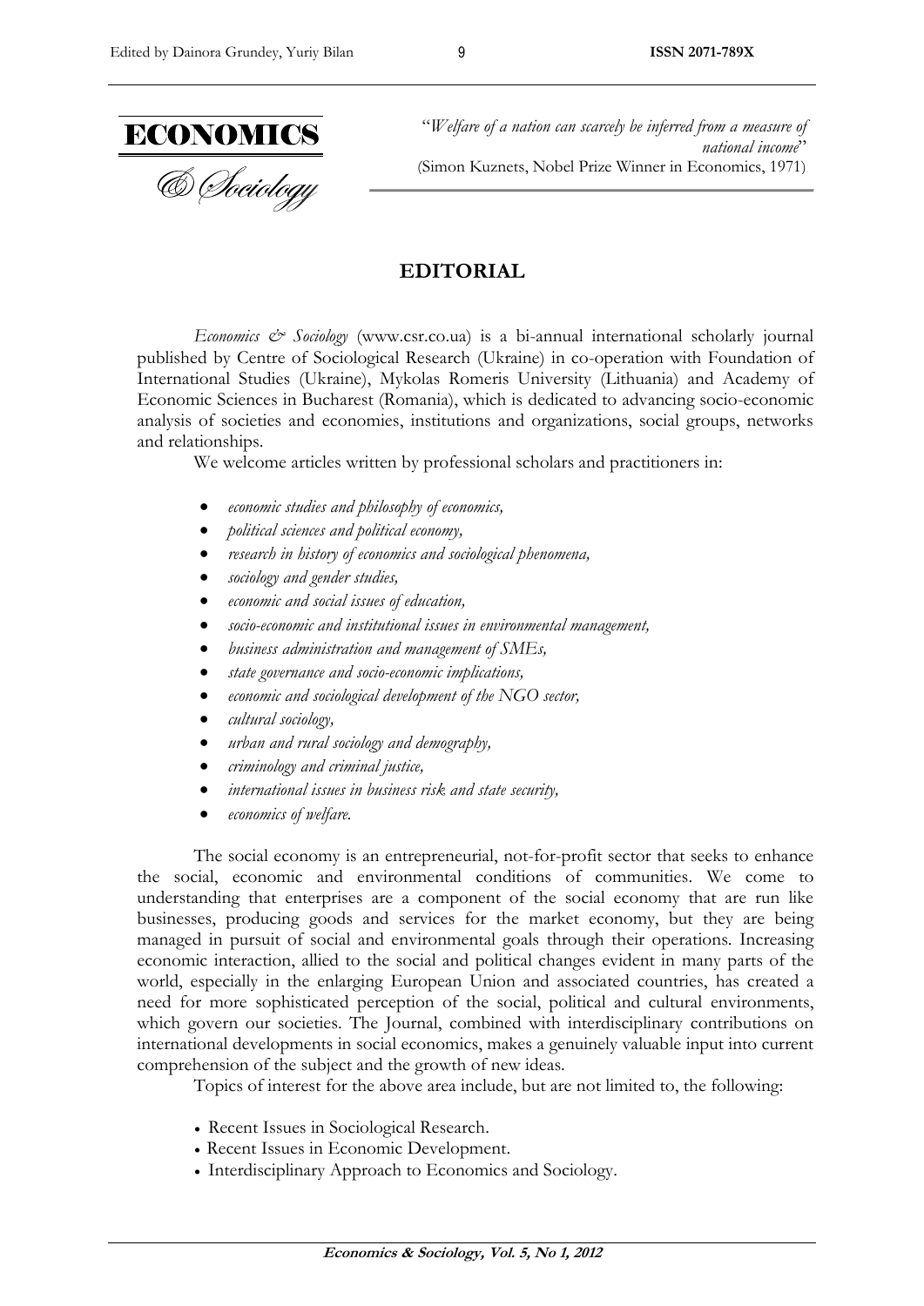ECONOMICS

& Sociology

"*Welfare of a nation can scarcely be inferred from a measure of national income*"
(Simon Kuznets, Nobel Prize Winner in Economics, 1971)

## EDITORIAL

*Economics & Sociology* (www.csr.co.ua) is a bi-annual international scholarly journal published by Centre of Sociological Research (Ukraine) in co-operation with Foundation of International Studies (Ukraine), Mykolas Romeris University (Lithuania) and Academy of Economic Sciences in Bucharest (Romania), which is dedicated to advancing socio-economic analysis of societies and economies, institutions and organizations, social groups, networks and relationships.

We welcome articles written by professional scholars and practitioners in:

- *economic studies and philosophy of economics,*
- *political sciences and political economy,*
- *research in history of economics and sociological phenomena,*
- *sociology and gender studies,*
- *economic and social issues of education,*
- *socio-economic and institutional issues in environmental management,*
- *business administration and management of SMEs,*
- *state governance and socio-economic implications,*
- *economic and sociological development of the NGO sector,*
- *cultural sociology,*
- *urban and rural sociology and demography,*
- *criminology and criminal justice,*
- *international issues in business risk and state security,*
- *economics of welfare.*

The social economy is an entrepreneurial, not-for-profit sector that seeks to enhance the social, economic and environmental conditions of communities. We come to understanding that enterprises are a component of the social economy that are run like businesses, producing goods and services for the market economy, but they are being managed in pursuit of social and environmental goals through their operations. Increasing economic interaction, allied to the social and political changes evident in many parts of the world, especially in the enlarging European Union and associated countries, has created a need for more sophisticated perception of the social, political and cultural environments, which govern our societies. The Journal, combined with interdisciplinary contributions on international developments in social economics, makes a genuinely valuable input into current comprehension of the subject and the growth of new ideas.

Topics of interest for the above area include, but are not limited to, the following:

- Recent Issues in Sociological Research.
- Recent Issues in Economic Development.
- Interdisciplinary Approach to Economics and Sociology.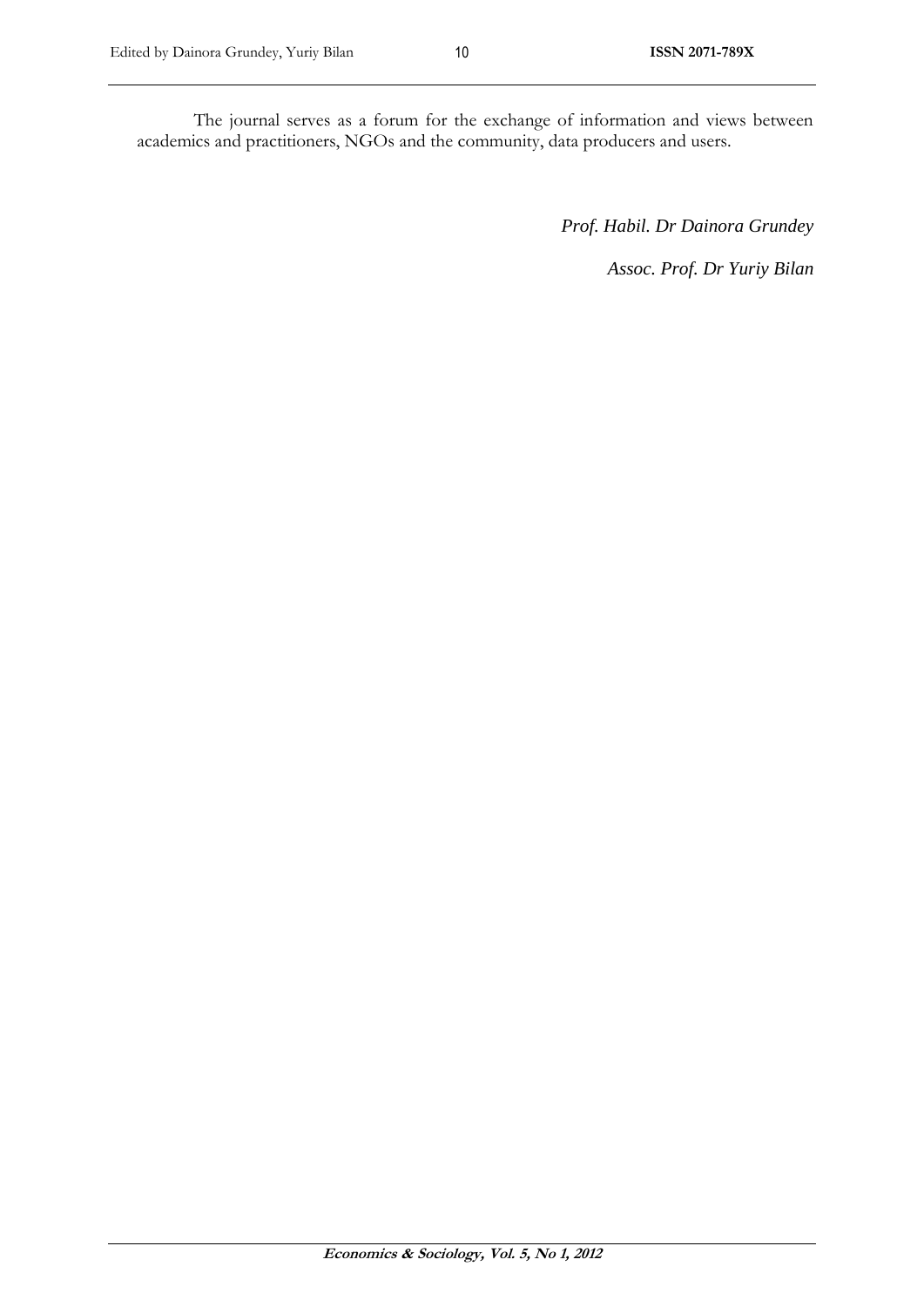The journal serves as a forum for the exchange of information and views between academics and practitioners, NGOs and the community, data producers and users.

*Prof. Habil. Dr Dainora Grundey*

*Assoc. Prof. Dr Yuriy Bilan*